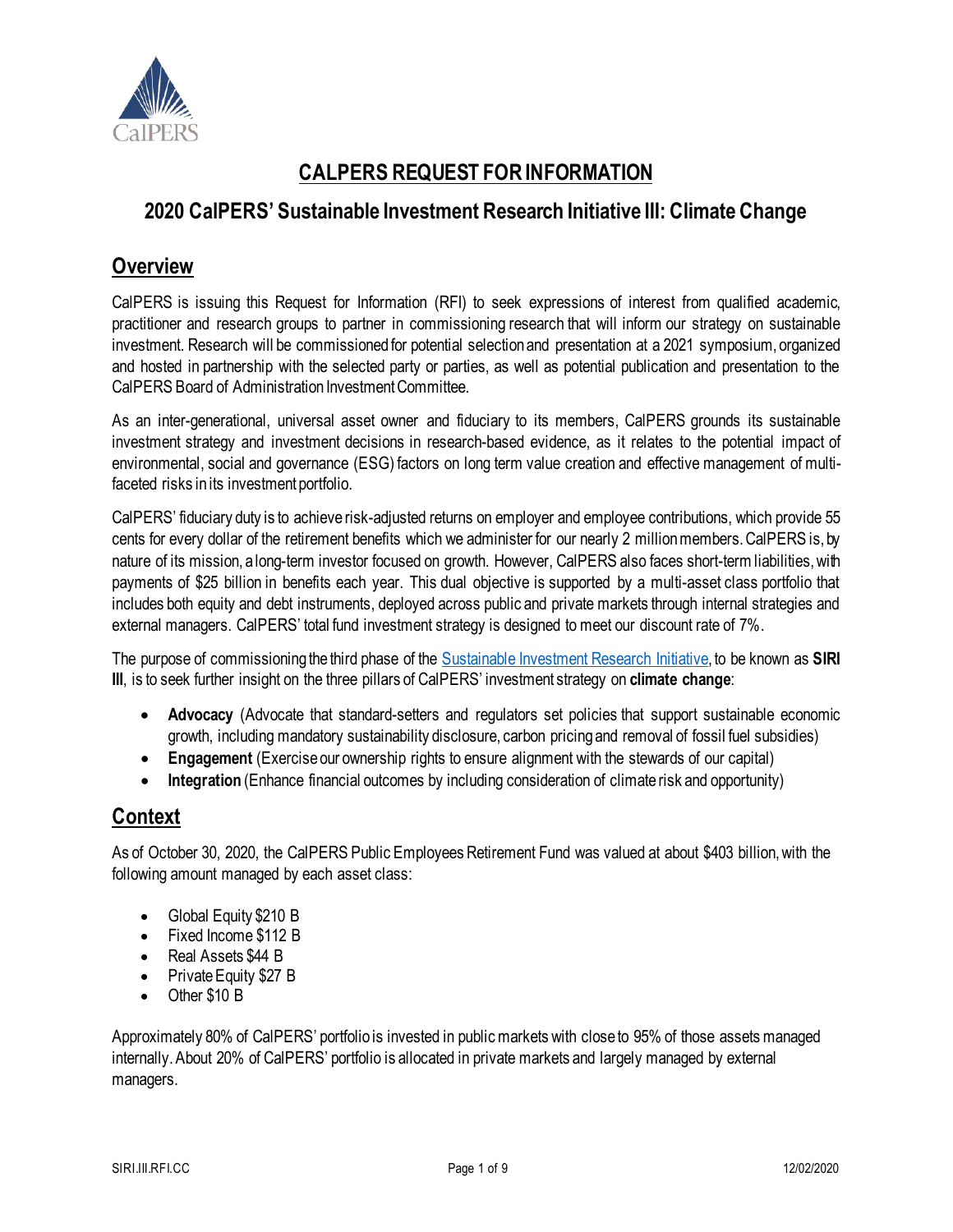# CALPERS REQUEST FOR INFORMATION

## 2020 CalPERS' Sustainable Investment Research Initiative III: Climate Change

## Overview

CalPERS is issuing this Request for Information (RFI) to seek expressions of interest from qualified academic, practitioner and research groups to partner in commissioning research that will inform our strategy on sustainable investment. Research will be commissioned for potential selection and presentation at a 2021 symposium, organized and hosted in partnership with the selected party or parties, as well as potential publication and presentation to the CalPERS Board of Administration Investment Committee.

As an inter-generational, universal asset owner and fiduciary to its members, CalPERS grounds its sustainable investment strategy and investment decisions in research-based evidence, as it relates to the potential impact of environmental, social and governance (ESG) factors on long term value creation and effective management of multi-faceted risks in its investment portfolio.

CalPERS' fiduciary duty is to achieve risk-adjusted returns on employer and employee contributions, which provide 55 cents for every dollar of the retirement benefits which we administer for our nearly 2 million members. CalPERS is, by nature of its mission, a long-term investor focused on growth. However, CalPERS also faces short-term liabilities, with payments of $25 billion in benefits each year. This dual objective is supported by a multi-asset class portfolio that includes both equity and debt instruments, deployed across public and private markets through internal strategies and external managers. CalPERS' total fund investment strategy is designed to meet our discount rate of 7%.

The purpose of commissioning the third phase of the Sustainable Investment Research Initiative, to be known as **SIRI III**, is to seek further insight on the three pillars of CalPERS' investment strategy on **climate change**:

- **Advocacy** (Advocate that standard-setters and regulators set policies that support sustainable economic growth, including mandatory sustainability disclosure, carbon pricing and removal of fossil fuel subsidies)
- **Engagement** (Exercise our ownership rights to ensure alignment with the stewards of our capital)
- **Integration** (Enhance financial outcomes by including consideration of climate risk and opportunity)

## Context

As of October 30, 2020, the CalPERS Public Employees Retirement Fund was valued at about $403 billion, with the following amount managed by each asset class:

- Global Equity $210 B
- Fixed Income $112 B
- Real Assets $44 B
- Private Equity $27 B
- Other $10 B

Approximately 80% of CalPERS' portfolio is invested in public markets with close to 95% of those assets managed internally. About 20% of CalPERS' portfolio is allocated in private markets and largely managed by external managers.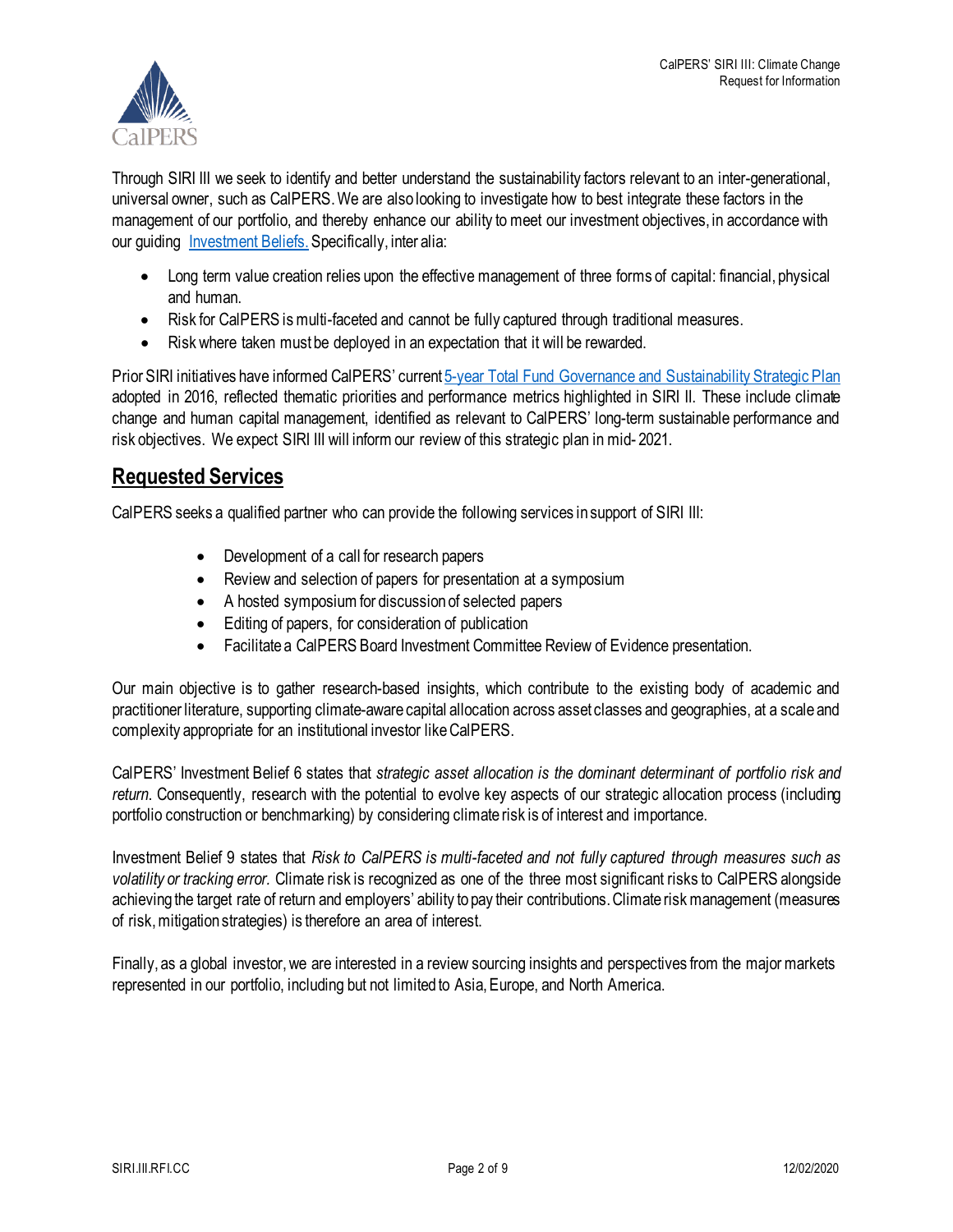Through SIRI III we seek to identify and better understand the sustainability factors relevant to an inter-generational, universal owner, such as CalPERS. We are also looking to investigate how to best integrate these factors in the management of our portfolio, and thereby enhance our ability to meet our investment objectives, in accordance with our guiding [Investment Beliefs.](#) Specifically, inter alia:

- Long term value creation relies upon the effective management of three forms of capital: financial, physical and human.
- Risk for CalPERS is multi-faceted and cannot be fully captured through traditional measures.
- Risk where taken must be deployed in an expectation that it will be rewarded.

Prior SIRI initiatives have informed CalPERS' current [5-year Total Fund Governance and Sustainability Strategic Plan](#) adopted in 2016, reflected thematic priorities and performance metrics highlighted in SIRI II. These include climate change and human capital management, identified as relevant to CalPERS' long-term sustainable performance and risk objectives. We expect SIRI III will inform our review of this strategic plan in mid- 2021.

## Requested Services

CalPERS seeks a qualified partner who can provide the following services in support of SIRI III:

- Development of a call for research papers
- Review and selection of papers for presentation at a symposium
- A hosted symposium for discussion of selected papers
- Editing of papers, for consideration of publication
- Facilitate a CalPERS Board Investment Committee Review of Evidence presentation.

Our main objective is to gather research-based insights, which contribute to the existing body of academic and practitioner literature, supporting climate-aware capital allocation across asset classes and geographies, at a scale and complexity appropriate for an institutional investor like CalPERS.

CalPERS' Investment Belief 6 states that *strategic asset allocation is the dominant determinant of portfolio risk and return*. Consequently, research with the potential to evolve key aspects of our strategic allocation process (including portfolio construction or benchmarking) by considering climate risk is of interest and importance.

Investment Belief 9 states that *Risk to CalPERS is multi-faceted and not fully captured through measures such as volatility or tracking error.* Climate risk is recognized as one of the three most significant risks to CalPERS alongside achieving the target rate of return and employers' ability to pay their contributions. Climate risk management (measures of risk, mitigation strategies) is therefore an area of interest.

Finally, as a global investor, we are interested in a review sourcing insights and perspectives from the major markets represented in our portfolio, including but not limited to Asia, Europe, and North America.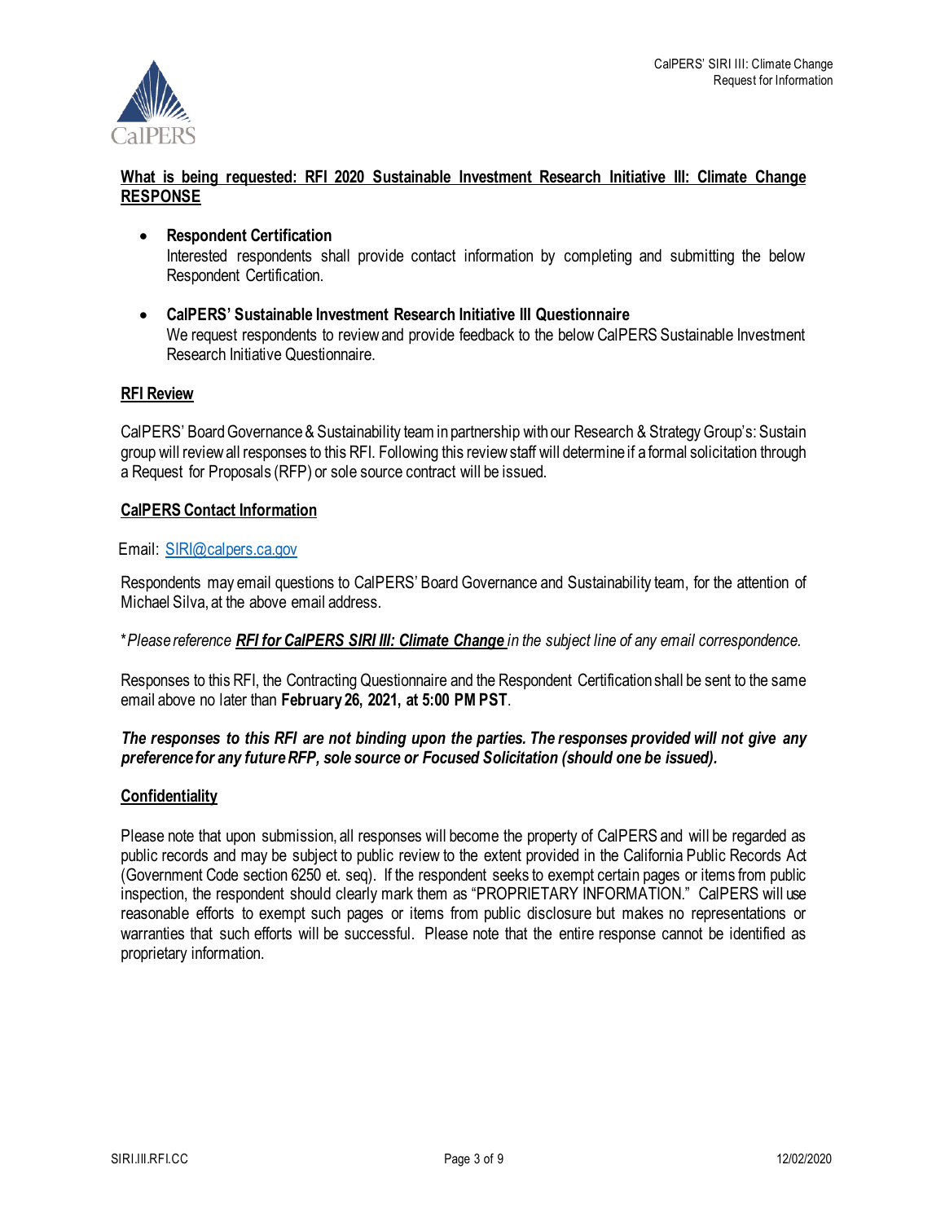**What is being requested: RFI 2020 Sustainable Investment Research Initiative III: Climate Change RESPONSE**

- **Respondent Certification**
  Interested respondents shall provide contact information by completing and submitting the below Respondent Certification.

- **CalPERS' Sustainable Investment Research Initiative III Questionnaire**
  We request respondents to review and provide feedback to the below CalPERS Sustainable Investment Research Initiative Questionnaire.

**RFI Review**

CalPERS' Board Governance & Sustainability team in partnership with our Research & Strategy Group's: Sustain group will review all responses to this RFI. Following this review staff will determine if a formal solicitation through a Request for Proposals (RFP) or sole source contract will be issued.

**CalPERS Contact Information**

Email: SIRI@calpers.ca.gov

Respondents may email questions to CalPERS' Board Governance and Sustainability team, for the attention of Michael Silva, at the above email address.

\**Please reference **RFI for CalPERS SIRI III: Climate Change** in the subject line of any email correspondence.*

Responses to this RFI, the Contracting Questionnaire and the Respondent Certification shall be sent to the same email above no later than **February 26, 2021, at 5:00 PM PST**.

***The responses to this RFI are not binding upon the parties. The responses provided will not give any preference for any future RFP, sole source or Focused Solicitation (should one be issued).***

**Confidentiality**

Please note that upon submission, all responses will become the property of CalPERS and will be regarded as public records and may be subject to public review to the extent provided in the California Public Records Act (Government Code section 6250 et. seq). If the respondent seeks to exempt certain pages or items from public inspection, the respondent should clearly mark them as "PROPRIETARY INFORMATION." CalPERS will use reasonable efforts to exempt such pages or items from public disclosure but makes no representations or warranties that such efforts will be successful. Please note that the entire response cannot be identified as proprietary information.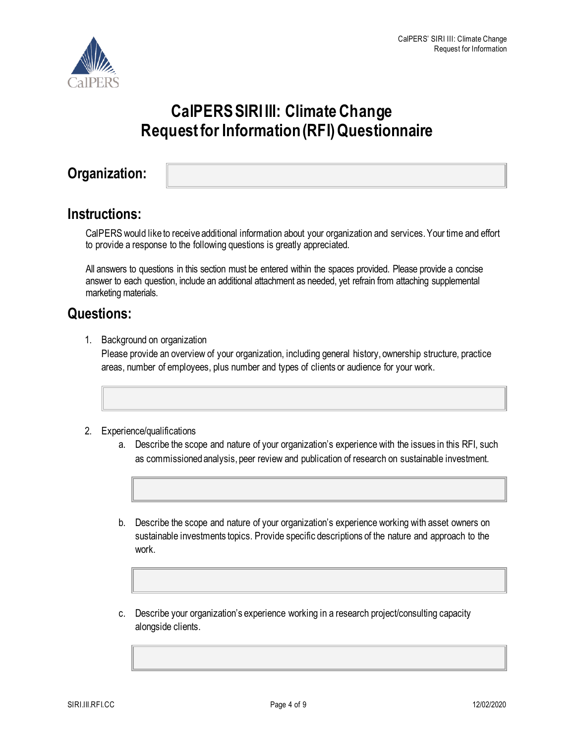# CalPERS SIRI III: Climate Change Request for Information (RFI) Questionnaire

## Organization:

## Instructions:

CalPERS would like to receive additional information about your organization and services. Your time and effort to provide a response to the following questions is greatly appreciated.

All answers to questions in this section must be entered within the spaces provided. Please provide a concise answer to each question, include an additional attachment as needed, yet refrain from attaching supplemental marketing materials.

## Questions:

1. Background on organization
   Please provide an overview of your organization, including general history, ownership structure, practice areas, number of employees, plus number and types of clients or audience for your work.

2. Experience/qualifications
   a. Describe the scope and nature of your organization's experience with the issues in this RFI, such as commissioned analysis, peer review and publication of research on sustainable investment.

   b. Describe the scope and nature of your organization's experience working with asset owners on sustainable investments topics. Provide specific descriptions of the nature and approach to the work.

   c. Describe your organization's experience working in a research project/consulting capacity alongside clients.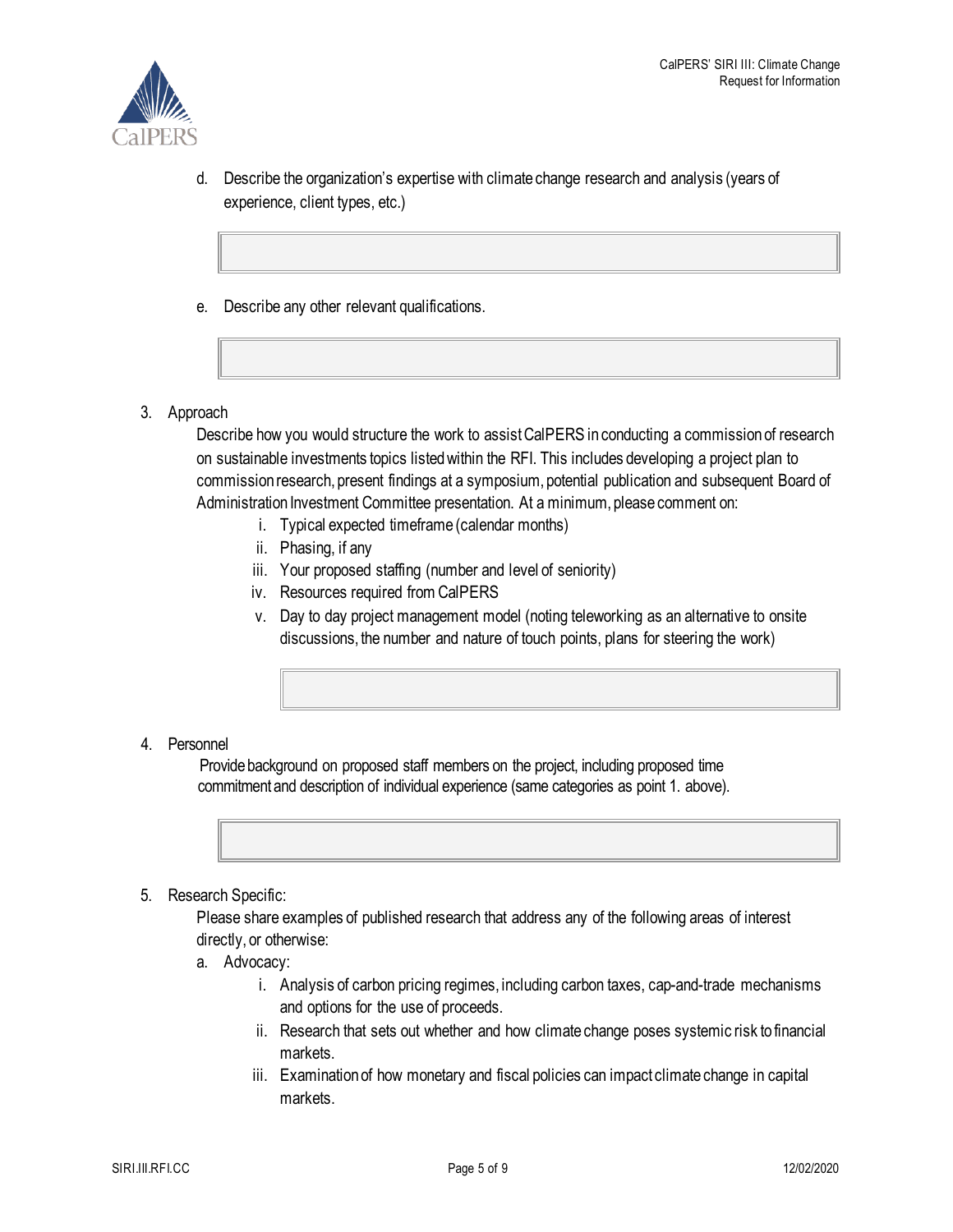d. Describe the organization's expertise with climate change research and analysis (years of experience, client types, etc.)

e. Describe any other relevant qualifications.

3. Approach

   Describe how you would structure the work to assist CalPERS in conducting a commission of research on sustainable investments topics listed within the RFI. This includes developing a project plan to commission research, present findings at a symposium, potential publication and subsequent Board of Administration Investment Committee presentation. At a minimum, please comment on:

   i. Typical expected timeframe (calendar months)
   ii. Phasing, if any
   iii. Your proposed staffing (number and level of seniority)
   iv. Resources required from CalPERS
   v. Day to day project management model (noting teleworking as an alternative to onsite discussions, the number and nature of touch points, plans for steering the work)

4. Personnel

   Provide background on proposed staff members on the project, including proposed time commitment and description of individual experience (same categories as point 1. above).

5. Research Specific:

   Please share examples of published research that address any of the following areas of interest directly, or otherwise:

   a. Advocacy:
      i. Analysis of carbon pricing regimes, including carbon taxes, cap-and-trade mechanisms and options for the use of proceeds.
      ii. Research that sets out whether and how climate change poses systemic risk to financial markets.
      iii. Examination of how monetary and fiscal policies can impact climate change in capital markets.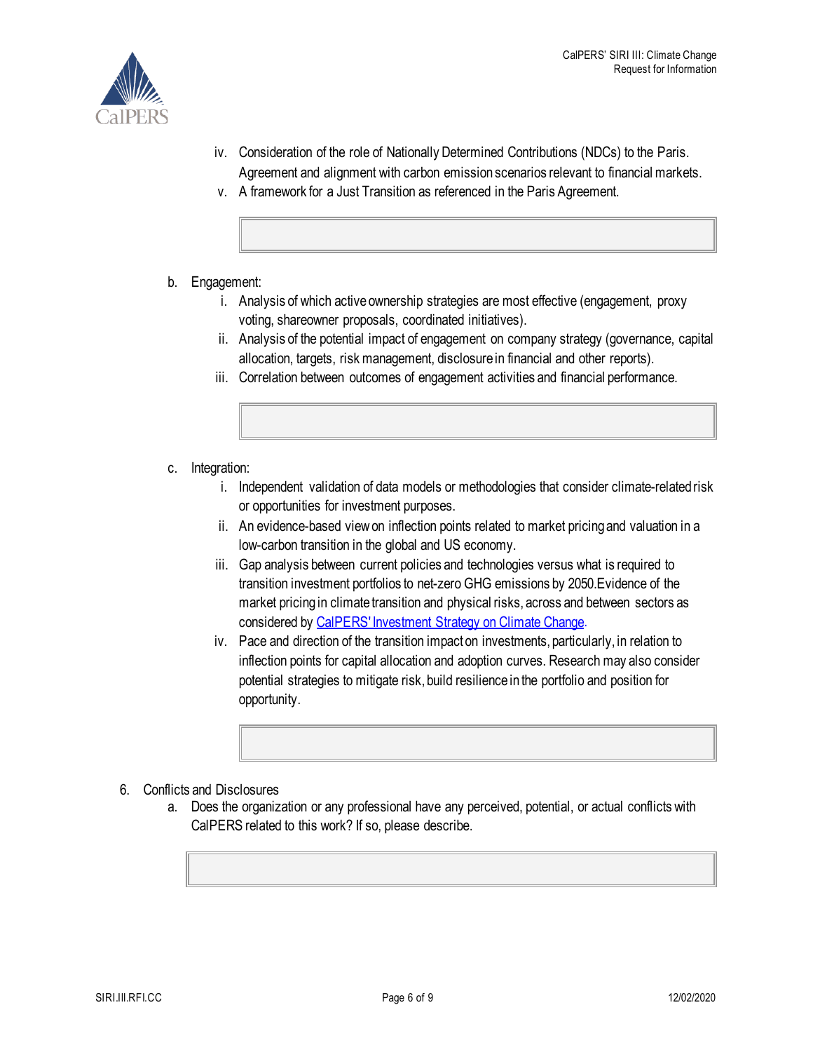iv. Consideration of the role of Nationally Determined Contributions (NDCs) to the Paris. Agreement and alignment with carbon emission scenarios relevant to financial markets.
v. A framework for a Just Transition as referenced in the Paris Agreement.

b. Engagement:
   i. Analysis of which active ownership strategies are most effective (engagement, proxy voting, shareowner proposals, coordinated initiatives).
   ii. Analysis of the potential impact of engagement on company strategy (governance, capital allocation, targets, risk management, disclosure in financial and other reports).
   iii. Correlation between outcomes of engagement activities and financial performance.

c. Integration:
   i. Independent validation of data models or methodologies that consider climate-related risk or opportunities for investment purposes.
   ii. An evidence-based view on inflection points related to market pricing and valuation in a low-carbon transition in the global and US economy.
   iii. Gap analysis between current policies and technologies versus what is required to transition investment portfolios to net-zero GHG emissions by 2050.Evidence of the market pricing in climate transition and physical risks, across and between sectors as considered by [CalPERS' Investment Strategy on Climate Change](CalPERS' Investment Strategy on Climate Change).
   iv. Pace and direction of the transition impact on investments, particularly, in relation to inflection points for capital allocation and adoption curves. Research may also consider potential strategies to mitigate risk, build resilience in the portfolio and position for opportunity.

6. Conflicts and Disclosures
   a. Does the organization or any professional have any perceived, potential, or actual conflicts with CalPERS related to this work? If so, please describe.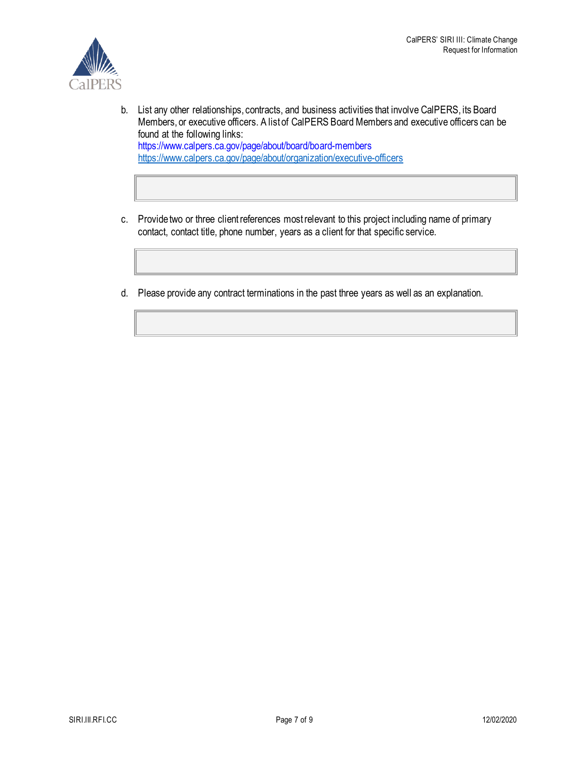b. List any other relationships, contracts, and business activities that involve CalPERS, its Board Members, or executive officers. A list of CalPERS Board Members and executive officers can be found at the following links:
https://www.calpers.ca.gov/page/about/board/board-members
https://www.calpers.ca.gov/page/about/organization/executive-officers

c. Provide two or three client references most relevant to this project including name of primary contact, contact title, phone number, years as a client for that specific service.

d. Please provide any contract terminations in the past three years as well as an explanation.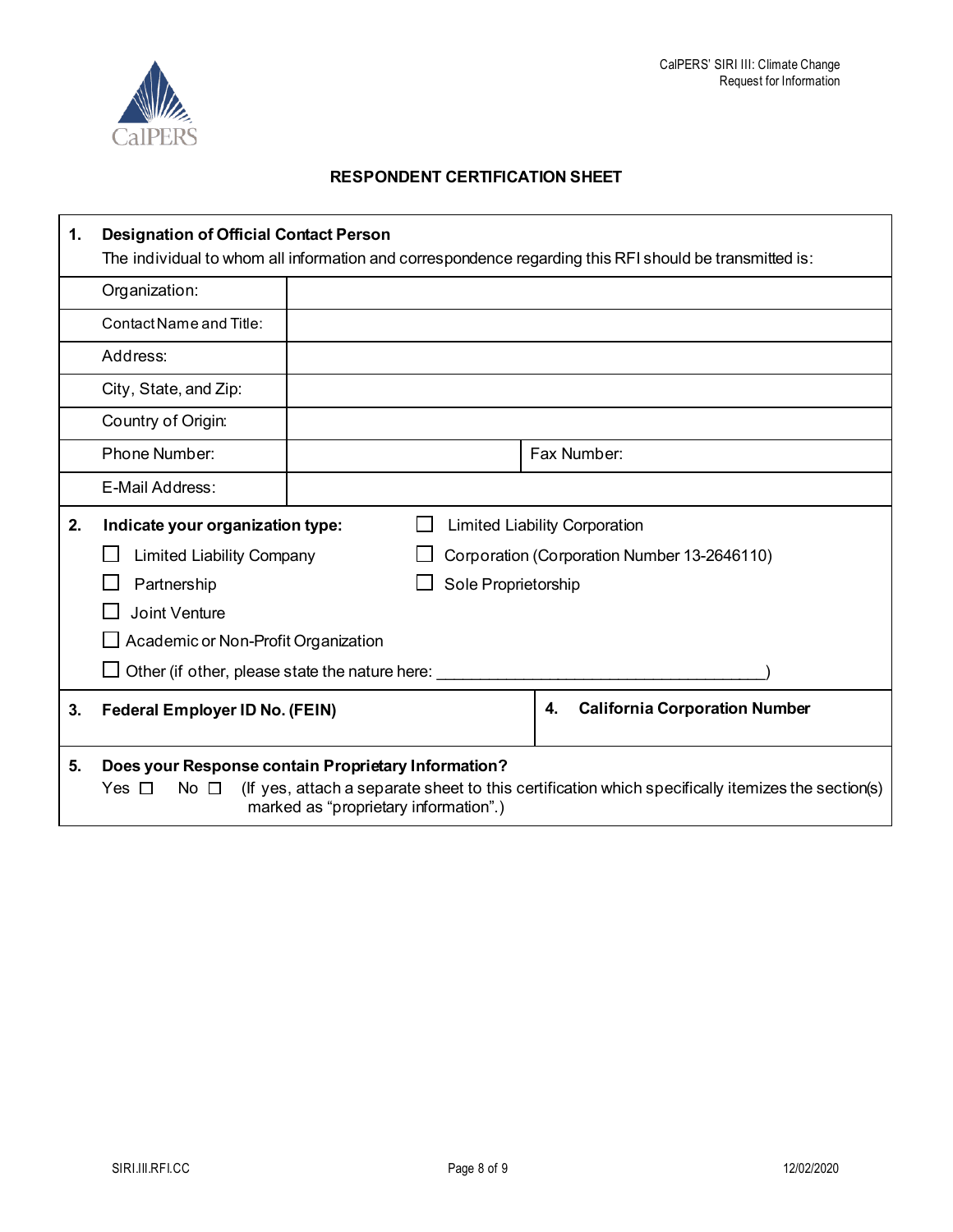## RESPONDENT CERTIFICATION SHEET

| | | | |
|---|---|---|---|
| **1.** | **Designation of Official Contact Person**<br>The individual to whom all information and correspondence regarding this RFI should be transmitted is: | | |
| | Organization: | | |
| | Contact Name and Title: | | |
| | Address: | | |
| | City, State, and Zip: | | |
| | Country of Origin: | | |
| | Phone Number: | | Fax Number: |
| | E-Mail Address: | | |

**2. Indicate your organization type:**

- ☐ Limited Liability Corporation
- ☐ Limited Liability Company
- ☐ Corporation (Corporation Number 13-2646110)
- ☐ Partnership
- ☐ Sole Proprietorship
- ☐ Joint Venture
- ☐ Academic or Non-Profit Organization
- ☐ Other (if other, please state the nature here: ______________________________________)

| | |
|---|---|
| **3. Federal Employer ID No. (FEIN)** | **4. California Corporation Number** |
| | |

**5. Does your Response contain Proprietary Information?**

Yes ☐ No ☐ (If yes, attach a separate sheet to this certification which specifically itemizes the section(s) marked as "proprietary information".)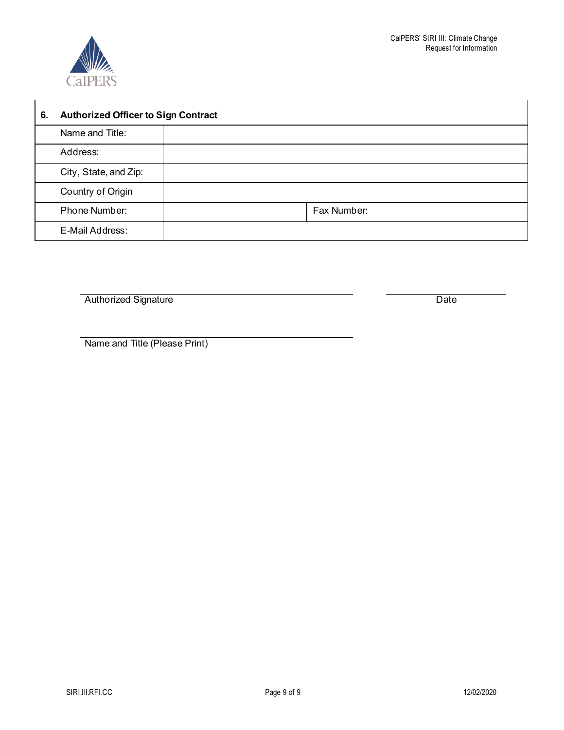| 6. | Authorized Officer to Sign Contract | | |
|---|---|---|---|
| | Name and Title: | | |
| | Address: | | |
| | City, State, and Zip: | | |
| | Country of Origin | | |
| | Phone Number: | | Fax Number: |
| | E-Mail Address: | | |

Authorized Signature ____________________ Date ____________

Name and Title (Please Print) ____________________